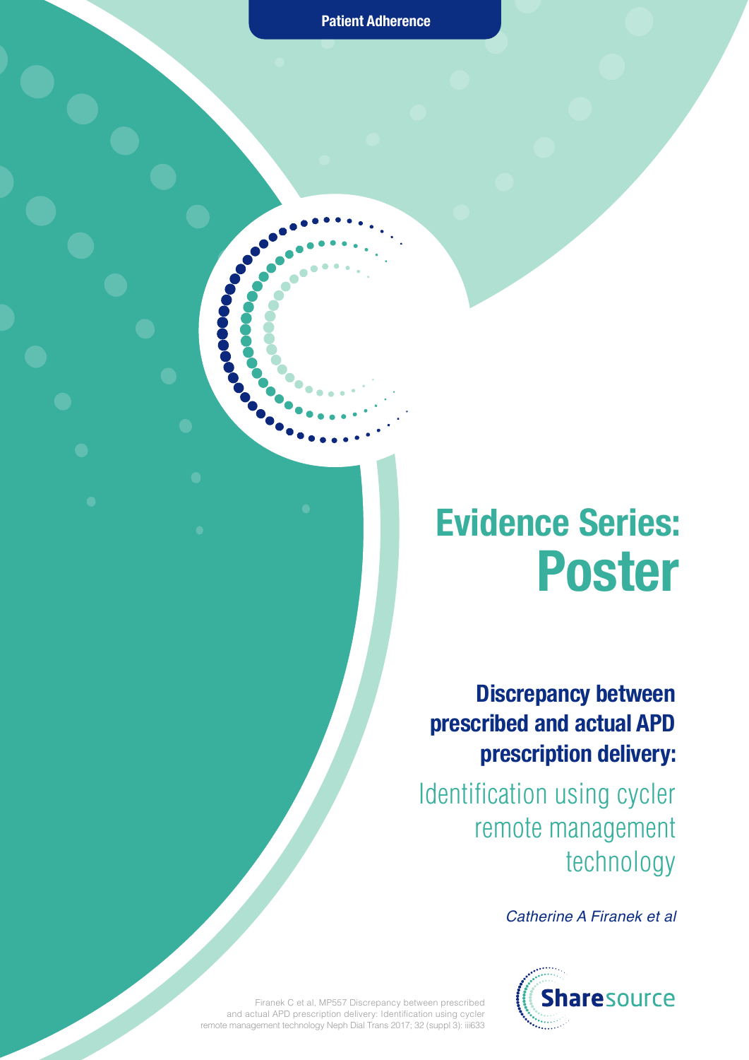**Patient Adherence**

# Evidence Series: Poster

## Discrepancy between prescribed and actual APD prescription delivery:

Identification using cycler remote management technology

*Catherine A Firanek et al*

Firanek C et al, MP557 Discrepancy between prescribed and actual APD prescription delivery: Identification using cycler remote management technology Neph Dial Trans 2017; 32 (suppl 3): iii633

Sharesource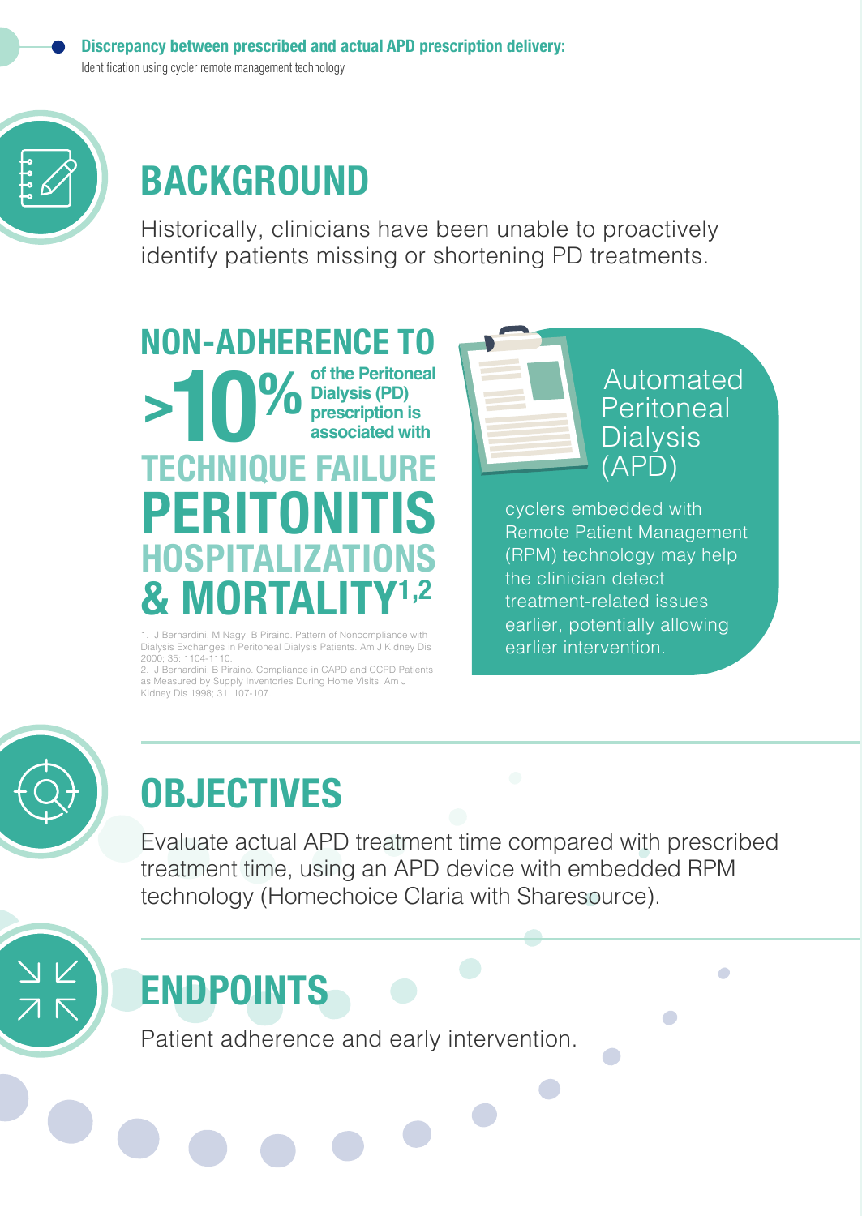**Discrepancy between prescribed and actual APD prescription delivery:**
Identification using cycler remote management technology

## BACKGROUND

Historically, clinicians have been unable to proactively identify patients missing or shortening PD treatments.

**NON-ADHERENCE TO >10% of the Peritoneal Dialysis (PD) prescription is associated with TECHNIQUE FAILURE PERITONITIS HOSPITALIZATIONS & MORTALITY[1,2]**

1. J Bernardini, M Nagy, B Piraino. Pattern of Noncompliance with Dialysis Exchanges in Peritoneal Dialysis Patients. Am J Kidney Dis 2000; 35: 1104-1110.
2. J Bernardini, B Piraino. Compliance in CAPD and CCPD Patients as Measured by Supply Inventories During Home Visits. Am J Kidney Dis 1998; 31: 107-107.

Automated Peritoneal Dialysis (APD) cyclers embedded with Remote Patient Management (RPM) technology may help the clinician detect treatment-related issues earlier, potentially allowing earlier intervention.

## OBJECTIVES

Evaluate actual APD treatment time compared with prescribed treatment time, using an APD device with embedded RPM technology (Homechoice Claria with Sharesource).

## ENDPOINTS

Patient adherence and early intervention.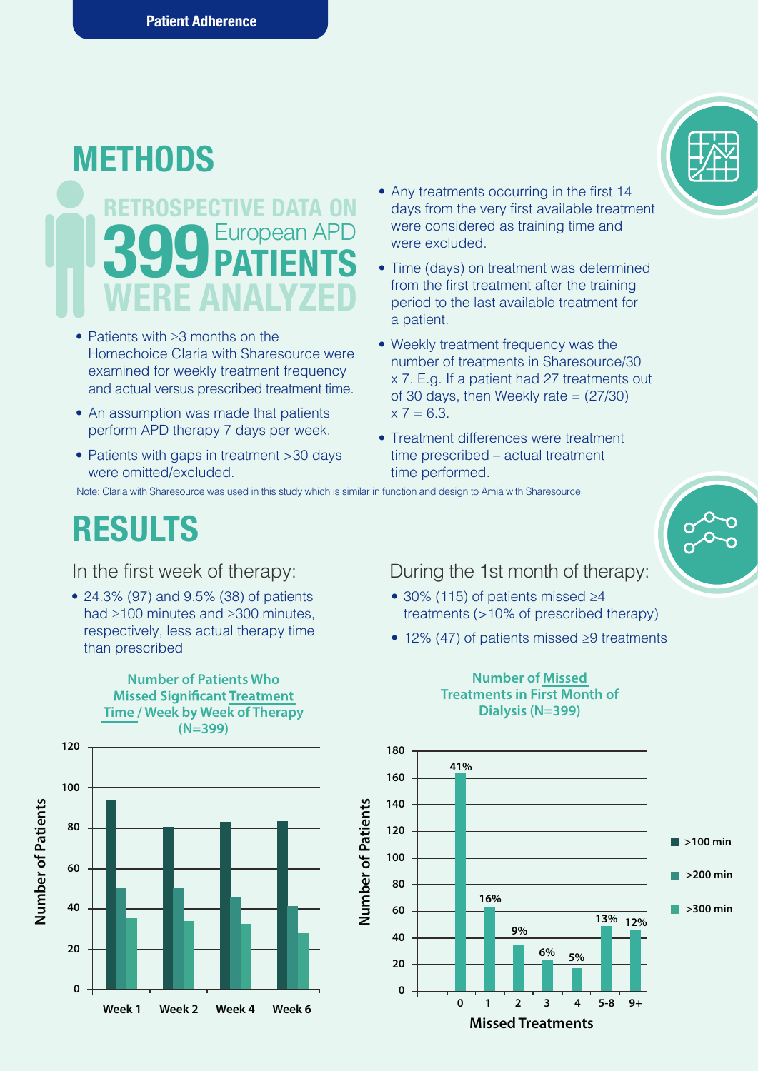**Patient Adherence**

# METHODS

## RETROSPECTIVE DATA ON 399 European APD PATIENTS WERE ANALYZED

- Patients with ≥3 months on the Homechoice Claria with Sharesource were examined for weekly treatment frequency and actual versus prescribed treatment time.
- An assumption was made that patients perform APD therapy 7 days per week.
- Patients with gaps in treatment >30 days were omitted/excluded.
- Any treatments occurring in the first 14 days from the very first available treatment were considered as training time and were excluded.
- Time (days) on treatment was determined from the first treatment after the training period to the last available treatment for a patient.
- Weekly treatment frequency was the number of treatments in Sharesource/30 x 7. E.g. If a patient had 27 treatments out of 30 days, then Weekly rate = (27/30) x 7 = 6.3.
- Treatment differences were treatment time prescribed – actual treatment time performed.

Note: Claria with Sharesource was used in this study which is similar in function and design to Amia with Sharesource.

# RESULTS

In the first week of therapy:

- 24.3% (97) and 9.5% (38) of patients had ≥100 minutes and ≥300 minutes, respectively, less actual therapy time than prescribed

During the 1st month of therapy:

- 30% (115) of patients missed ≥4 treatments (>10% of prescribed therapy)
- 12% (47) of patients missed ≥9 treatments

**Number of Patients Who Missed Significant Treatment Time / Week by Week of Therapy (N=399)**

**Number of Missed Treatments in First Month of Dialysis (N=399)**

| Missed Treatments | 0 | 1 | 2 | 3 | 4 | 5-8 | 9+ |
|---|---|---|---|---|---|---|---|
| % of Patients | 41% | 16% | 9% | 6% | 5% | 13% | 12% |

Legend: >100 min, >200 min, >300 min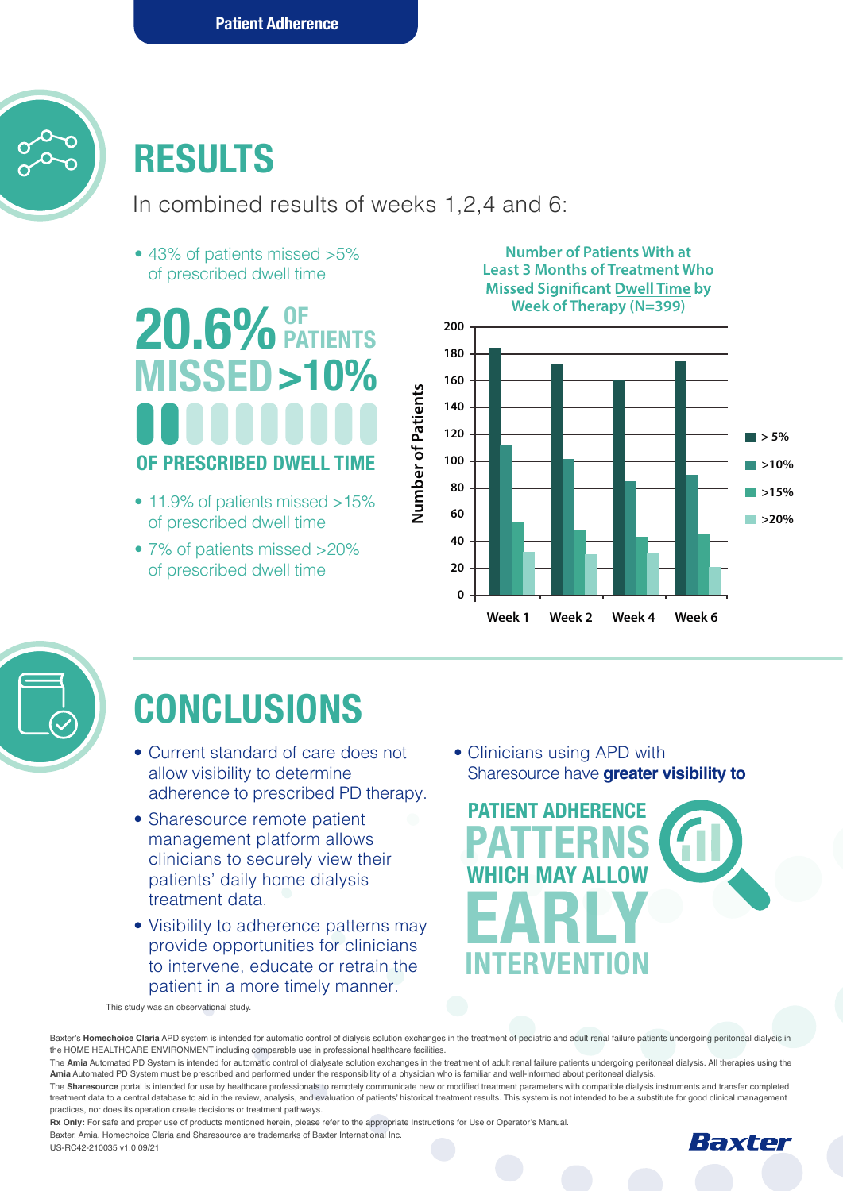Patient Adherence

# RESULTS

In combined results of weeks 1,2,4 and 6:

- 43% of patients missed >5% of prescribed dwell time

**20.6% OF PATIENTS MISSED >10% OF PRESCRIBED DWELL TIME**

- 11.9% of patients missed >15% of prescribed dwell time
- 7% of patients missed >20% of prescribed dwell time

Number of Patients With at Least 3 Months of Treatment Who Missed Significant Dwell Time by Week of Therapy (N=399)

Number of Patients

0
20
40
60
80
100
120
140
160
180
200

Week 1
Week 2
Week 4
Week 6

> 5%
>10%
>15%
>20%

# CONCLUSIONS

- Current standard of care does not allow visibility to determine adherence to prescribed PD therapy.
- Sharesource remote patient management platform allows clinicians to securely view their patients' daily home dialysis treatment data.
- Visibility to adherence patterns may provide opportunities for clinicians to intervene, educate or retrain the patient in a more timely manner.
- Clinicians using APD with Sharesource have **greater visibility to**

**PATIENT ADHERENCE PATTERNS WHICH MAY ALLOW EARLY INTERVENTION**

This study was an observational study.

Baxter's **Homechoice Claria** APD system is intended for automatic control of dialysis solution exchanges in the treatment of pediatric and adult renal failure patients undergoing peritoneal dialysis in the HOME HEALTHCARE ENVIRONMENT including comparable use in professional healthcare facilities.

The **Amia** Automated PD System is intended for automatic control of dialysate solution exchanges in the treatment of adult renal failure patients undergoing peritoneal dialysis. All therapies using the **Amia** Automated PD System must be prescribed and performed under the responsibility of a physician who is familiar and well-informed about peritoneal dialysis.

The **Sharesource** portal is intended for use by healthcare professionals to remotely communicate new or modified treatment parameters with compatible dialysis instruments and transfer completed treatment data to a central database to aid in the review, analysis, and evaluation of patients' historical treatment results. This system is not intended to be a substitute for good clinical management practices, nor does its operation create decisions or treatment pathways.

**Rx Only:** For safe and proper use of products mentioned herein, please refer to the appropriate Instructions for Use or Operator's Manual.

Baxter, Amia, Homechoice Claria and Sharesource are trademarks of Baxter International Inc.

US-RC42-210035 v1.0 09/21

Baxter